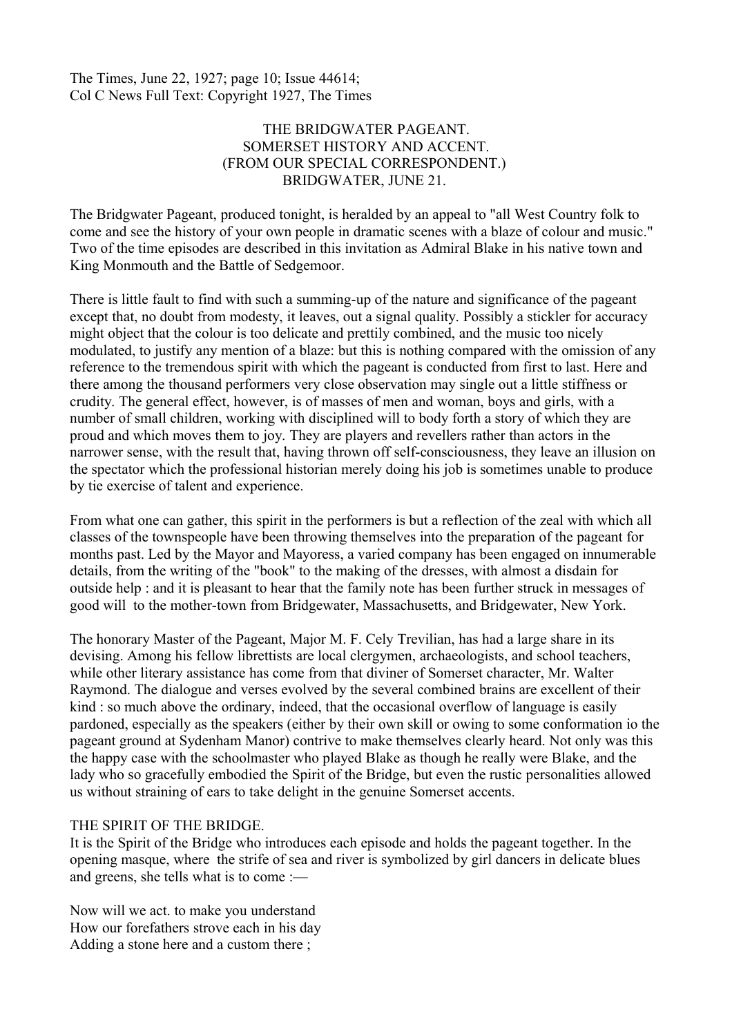The Times, June 22, 1927; page 10; Issue 44614;
Col C News Full Text: Copyright 1927, The Times

# THE BRIDGWATER PAGEANT.
## SOMERSET HISTORY AND ACCENT.
(FROM OUR SPECIAL CORRESPONDENT.)
BRIDGWATER, JUNE 21.

The Bridgwater Pageant, produced tonight, is heralded by an appeal to "all West Country folk to come and see the history of your own people in dramatic scenes with a blaze of colour and music." Two of the time episodes are described in this invitation as Admiral Blake in his native town and King Monmouth and the Battle of Sedgemoor.

There is little fault to find with such a summing-up of the nature and significance of the pageant except that, no doubt from modesty, it leaves, out a signal quality. Possibly a stickler for accuracy might object that the colour is too delicate and prettily combined, and the music too nicely modulated, to justify any mention of a blaze: but this is nothing compared with the omission of any reference to the tremendous spirit with which the pageant is conducted from first to last. Here and there among the thousand performers very close observation may single out a little stiffness or crudity. The general effect, however, is of masses of men and woman, boys and girls, with a number of small children, working with disciplined will to body forth a story of which they are proud and which moves them to joy. They are players and revellers rather than actors in the narrower sense, with the result that, having thrown off self-consciousness, they leave an illusion on the spectator which the professional historian merely doing his job is sometimes unable to produce by tie exercise of talent and experience.

From what one can gather, this spirit in the performers is but a reflection of the zeal with which all classes of the townspeople have been throwing themselves into the preparation of the pageant for months past. Led by the Mayor and Mayoress, a varied company has been engaged on innumerable details, from the writing of the "book" to the making of the dresses, with almost a disdain for outside help : and it is pleasant to hear that the family note has been further struck in messages of good will to the mother-town from Bridgewater, Massachusetts, and Bridgewater, New York.

The honorary Master of the Pageant, Major M. F. Cely Trevilian, has had a large share in its devising. Among his fellow librettists are local clergymen, archaeologists, and school teachers, while other literary assistance has come from that diviner of Somerset character, Mr. Walter Raymond. The dialogue and verses evolved by the several combined brains are excellent of their kind : so much above the ordinary, indeed, that the occasional overflow of language is easily pardoned, especially as the speakers (either by their own skill or owing to some conformation io the pageant ground at Sydenham Manor) contrive to make themselves clearly heard. Not only was this the happy case with the schoolmaster who played Blake as though he really were Blake, and the lady who so gracefully embodied the Spirit of the Bridge, but even the rustic personalities allowed us without straining of ears to take delight in the genuine Somerset accents.

### THE SPIRIT OF THE BRIDGE.

It is the Spirit of the Bridge who introduces each episode and holds the pageant together. In the opening masque, where the strife of sea and river is symbolized by girl dancers in delicate blues and greens, she tells what is to come :—

Now will we act. to make you understand
How our forefathers strove each in his day
Adding a stone here and a custom there ;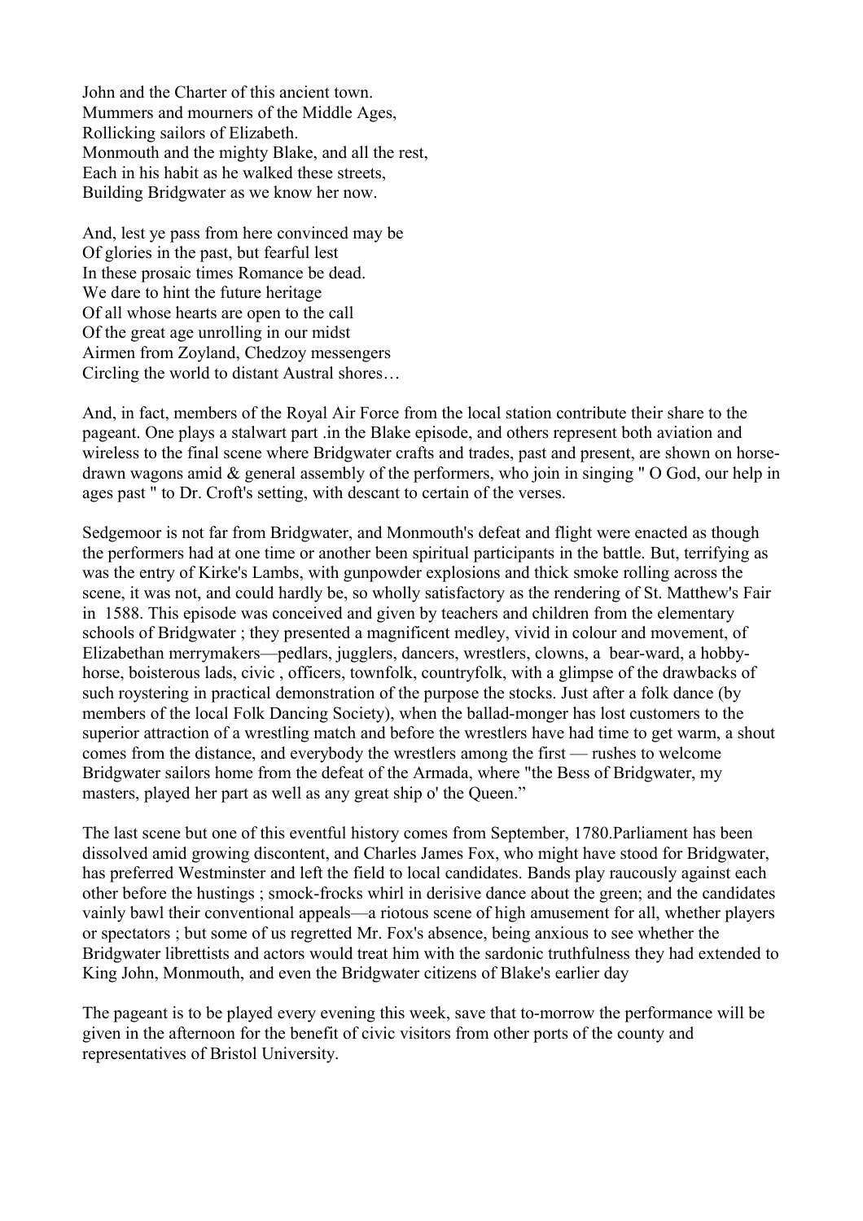John and the Charter of this ancient town.
Mummers and mourners of the Middle Ages,
Rollicking sailors of Elizabeth.
Monmouth and the mighty Blake, and all the rest,
Each in his habit as he walked these streets,
Building Bridgwater as we know her now.

And, lest ye pass from here convinced may be
Of glories in the past, but fearful lest
In these prosaic times Romance be dead.
We dare to hint the future heritage
Of all whose hearts are open to the call
Of the great age unrolling in our midst
Airmen from Zoyland, Chedzoy messengers
Circling the world to distant Austral shores…

And, in fact, members of the Royal Air Force from the local station contribute their share to the pageant. One plays a stalwart part .in the Blake episode, and others represent both aviation and wireless to the final scene where Bridgwater crafts and trades, past and present, are shown on horse-drawn wagons amid & general assembly of the performers, who join in singing " O God, our help in ages past " to Dr. Croft's setting, with descant to certain of the verses.

Sedgemoor is not far from Bridgwater, and Monmouth's defeat and flight were enacted as though the performers had at one time or another been spiritual participants in the battle. But, terrifying as was the entry of Kirke's Lambs, with gunpowder explosions and thick smoke rolling across the scene, it was not, and could hardly be, so wholly satisfactory as the rendering of St. Matthew's Fair in 1588. This episode was conceived and given by teachers and children from the elementary schools of Bridgwater ; they presented a magnificent medley, vivid in colour and movement, of Elizabethan merrymakers—pedlars, jugglers, dancers, wrestlers, clowns, a bear-ward, a hobby-horse, boisterous lads, civic , officers, townfolk, countryfolk, with a glimpse of the drawbacks of such roystering in practical demonstration of the purpose the stocks. Just after a folk dance (by members of the local Folk Dancing Society), when the ballad-monger has lost customers to the superior attraction of a wrestling match and before the wrestlers have had time to get warm, a shout comes from the distance, and everybody the wrestlers among the first — rushes to welcome Bridgwater sailors home from the defeat of the Armada, where "the Bess of Bridgwater, my masters, played her part as well as any great ship o' the Queen."

The last scene but one of this eventful history comes from September, 1780.Parliament has been dissolved amid growing discontent, and Charles James Fox, who might have stood for Bridgwater, has preferred Westminster and left the field to local candidates. Bands play raucously against each other before the hustings ; smock-frocks whirl in derisive dance about the green; and the candidates vainly bawl their conventional appeals—a riotous scene of high amusement for all, whether players or spectators ; but some of us regretted Mr. Fox's absence, being anxious to see whether the Bridgwater librettists and actors would treat him with the sardonic truthfulness they had extended to King John, Monmouth, and even the Bridgwater citizens of Blake's earlier day

The pageant is to be played every evening this week, save that to-morrow the performance will be given in the afternoon for the benefit of civic visitors from other ports of the county and representatives of Bristol University.